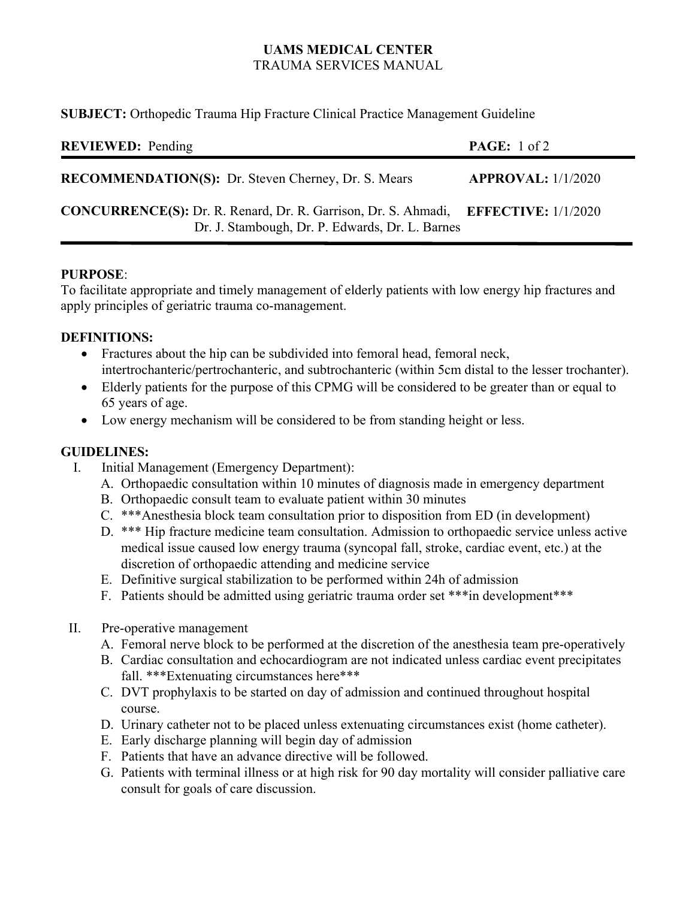**UAMS MEDICAL CENTER**
TRAUMA SERVICES MANUAL

**SUBJECT:** Orthopedic Trauma Hip Fracture Clinical Practice Management Guideline

**REVIEWED:** Pending

**RECOMMENDATION(S):** Dr. Steven Cherney, Dr. S. Mears — **APPROVAL:** 1/1/2020

**CONCURRENCE(S):** Dr. R. Renard, Dr. R. Garrison, Dr. S. Ahmadi, Dr. J. Stambough, Dr. P. Edwards, Dr. L. Barnes — **EFFECTIVE:** 1/1/2020

---

**PURPOSE**:
To facilitate appropriate and timely management of elderly patients with low energy hip fractures and apply principles of geriatric trauma co-management.

**DEFINITIONS:**

- Fractures about the hip can be subdivided into femoral head, femoral neck, intertrochanteric/pertrochanteric, and subtrochanteric (within 5cm distal to the lesser trochanter).
- Elderly patients for the purpose of this CPMG will be considered to be greater than or equal to 65 years of age.
- Low energy mechanism will be considered to be from standing height or less.

**GUIDELINES:**

I. Initial Management (Emergency Department):
   A. Orthopaedic consultation within 10 minutes of diagnosis made in emergency department
   B. Orthopaedic consult team to evaluate patient within 30 minutes
   C. ***Anesthesia block team consultation prior to disposition from ED (in development)
   D. *** Hip fracture medicine team consultation. Admission to orthopaedic service unless active medical issue caused low energy trauma (syncopal fall, stroke, cardiac event, etc.) at the discretion of orthopaedic attending and medicine service
   E. Definitive surgical stabilization to be performed within 24h of admission
   F. Patients should be admitted using geriatric trauma order set ***in development***

II. Pre-operative management
   A. Femoral nerve block to be performed at the discretion of the anesthesia team pre-operatively
   B. Cardiac consultation and echocardiogram are not indicated unless cardiac event precipitates fall. ***Extenuating circumstances here***
   C. DVT prophylaxis to be started on day of admission and continued throughout hospital course.
   D. Urinary catheter not to be placed unless extenuating circumstances exist (home catheter).
   E. Early discharge planning will begin day of admission
   F. Patients that have an advance directive will be followed.
   G. Patients with terminal illness or at high risk for 90 day mortality will consider palliative care consult for goals of care discussion.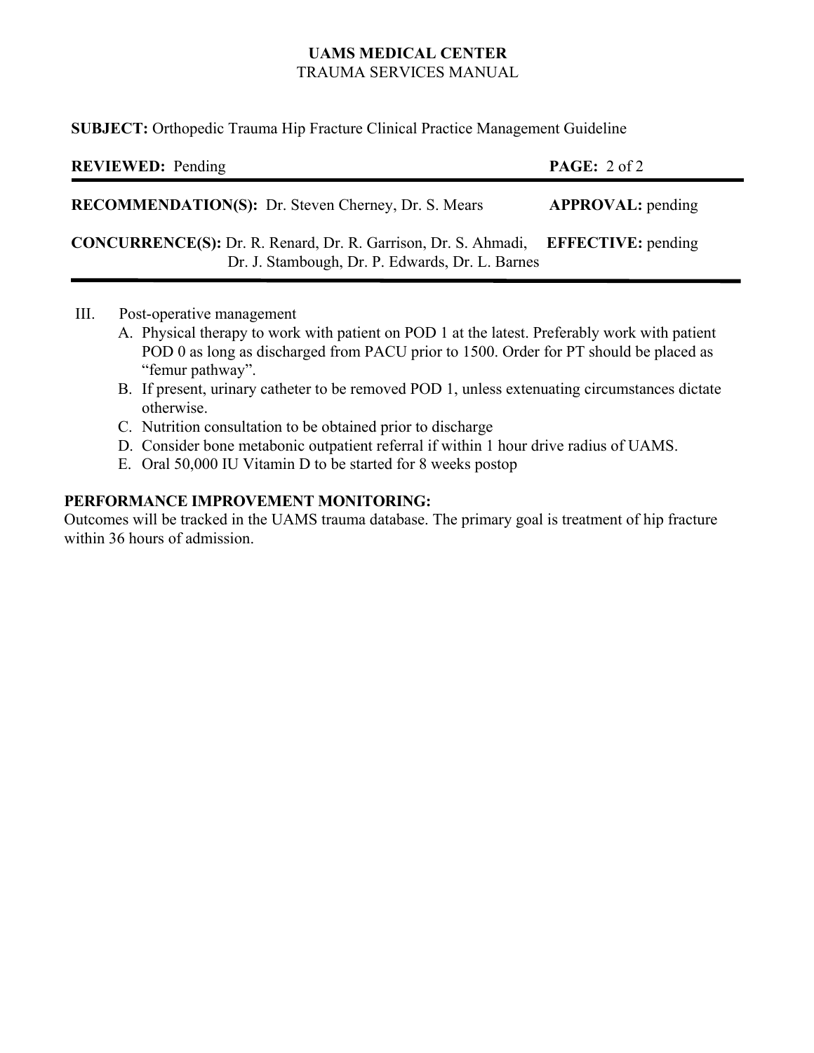III. Post-operative management

A. Physical therapy to work with patient on POD 1 at the latest. Preferably work with patient POD 0 as long as discharged from PACU prior to 1500. Order for PT should be placed as "femur pathway".
B. If present, urinary catheter to be removed POD 1, unless extenuating circumstances dictate otherwise.
C. Nutrition consultation to be obtained prior to discharge
D. Consider bone metabonic outpatient referral if within 1 hour drive radius of UAMS.
E. Oral 50,000 IU Vitamin D to be started for 8 weeks postop

**PERFORMANCE IMPROVEMENT MONITORING:**

Outcomes will be tracked in the UAMS trauma database. The primary goal is treatment of hip fracture within 36 hours of admission.